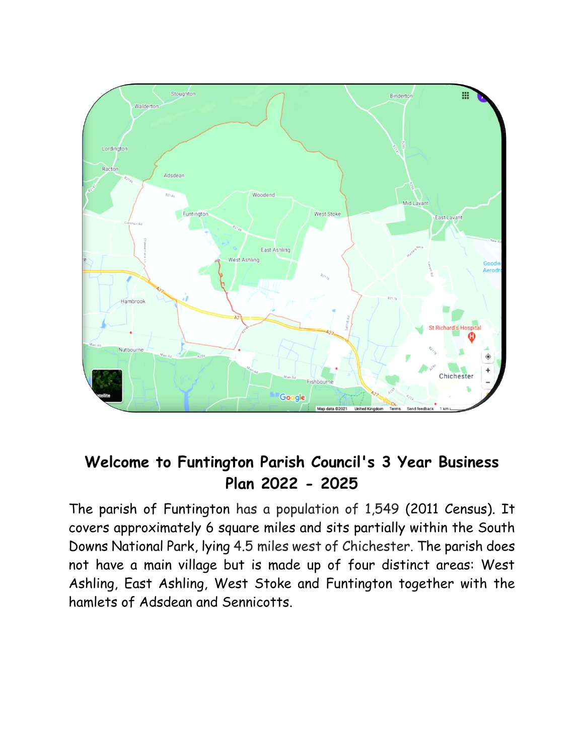# Welcome to Funtington Parish Council's 3 Year Business Plan 2022 - 2025

The parish of Funtington has a population of 1,549 (2011 Census). It covers approximately 6 square miles and sits partially within the South Downs National Park, lying 4.5 miles west of Chichester. The parish does not have a main village but is made up of four distinct areas: West Ashling, East Ashling, West Stoke and Funtington together with the hamlets of Adsdean and Sennicotts.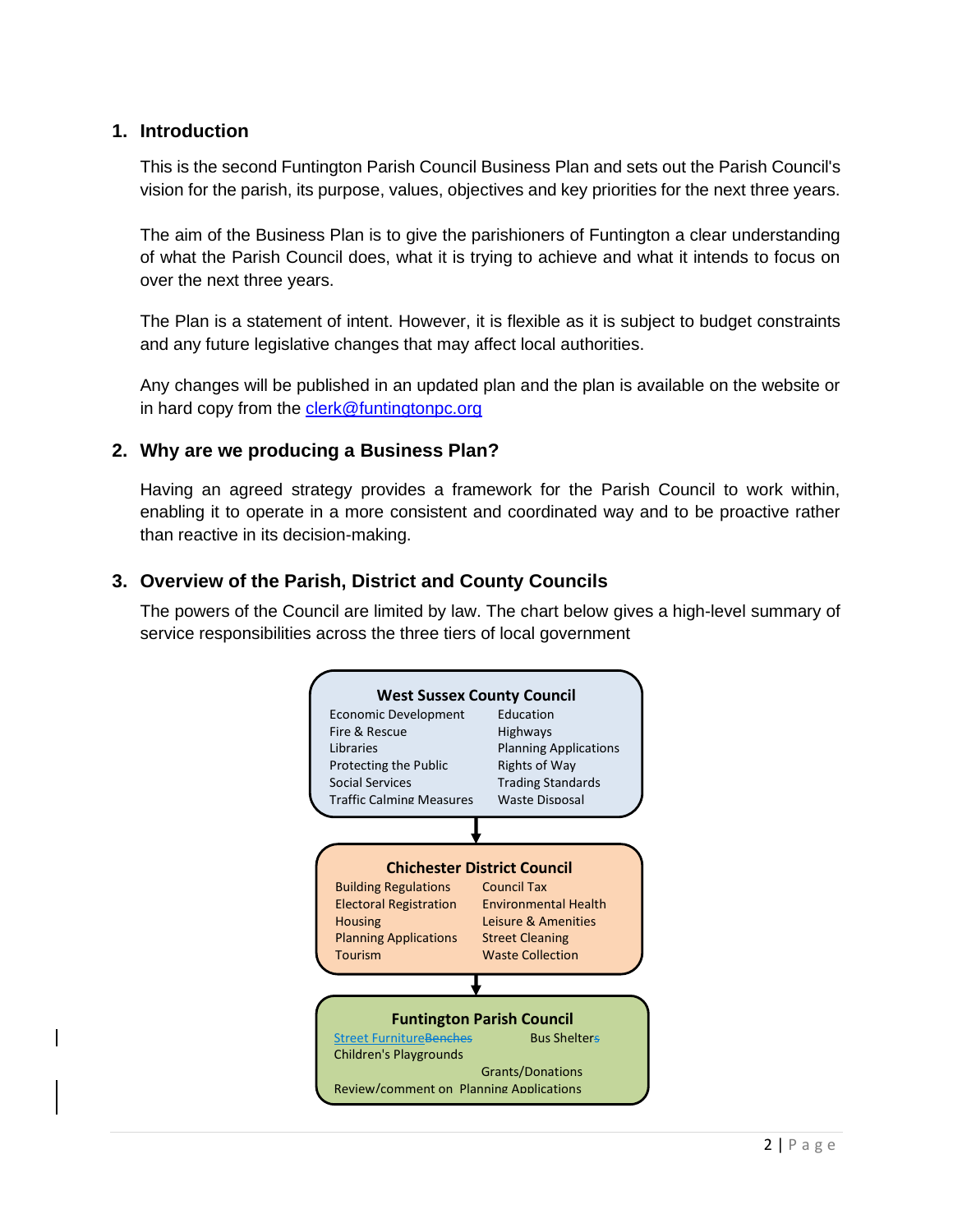## 1. Introduction

This is the second Funtington Parish Council Business Plan and sets out the Parish Council's vision for the parish, its purpose, values, objectives and key priorities for the next three years.

The aim of the Business Plan is to give the parishioners of Funtington a clear understanding of what the Parish Council does, what it is trying to achieve and what it intends to focus on over the next three years.

The Plan is a statement of intent. However, it is flexible as it is subject to budget constraints and any future legislative changes that may affect local authorities.

Any changes will be published in an updated plan and the plan is available on the website or in hard copy from the clerk@funtingtonpc.org

## 2. Why are we producing a Business Plan?

Having an agreed strategy provides a framework for the Parish Council to work within, enabling it to operate in a more consistent and coordinated way and to be proactive rather than reactive in its decision-making.

## 3. Overview of the Parish, District and County Councils

The powers of the Council are limited by law. The chart below gives a high-level summary of service responsibilities across the three tiers of local government

**West Sussex County Council**

| | |
|---|---|
| Economic Development | Education |
| Fire & Rescue | Highways |
| Libraries | Planning Applications |
| Protecting the Public | Rights of Way |
| Social Services | Trading Standards |
| Traffic Calming Measures | Waste Disposal |

↓

**Chichester District Council**

| | |
|---|---|
| Building Regulations | Council Tax |
| Electoral Registration | Environmental Health |
| Housing | Leisure & Amenities |
| Planning Applications | Street Cleaning |
| Tourism | Waste Collection |

↓

**Funtington Parish Council**

| | |
|---|---|
| Street Furniture~~Benches~~ | Bus Shelter~~s~~ |
| Children's Playgrounds | |
| | Grants/Donations |
| Review/comment on Planning Applications | |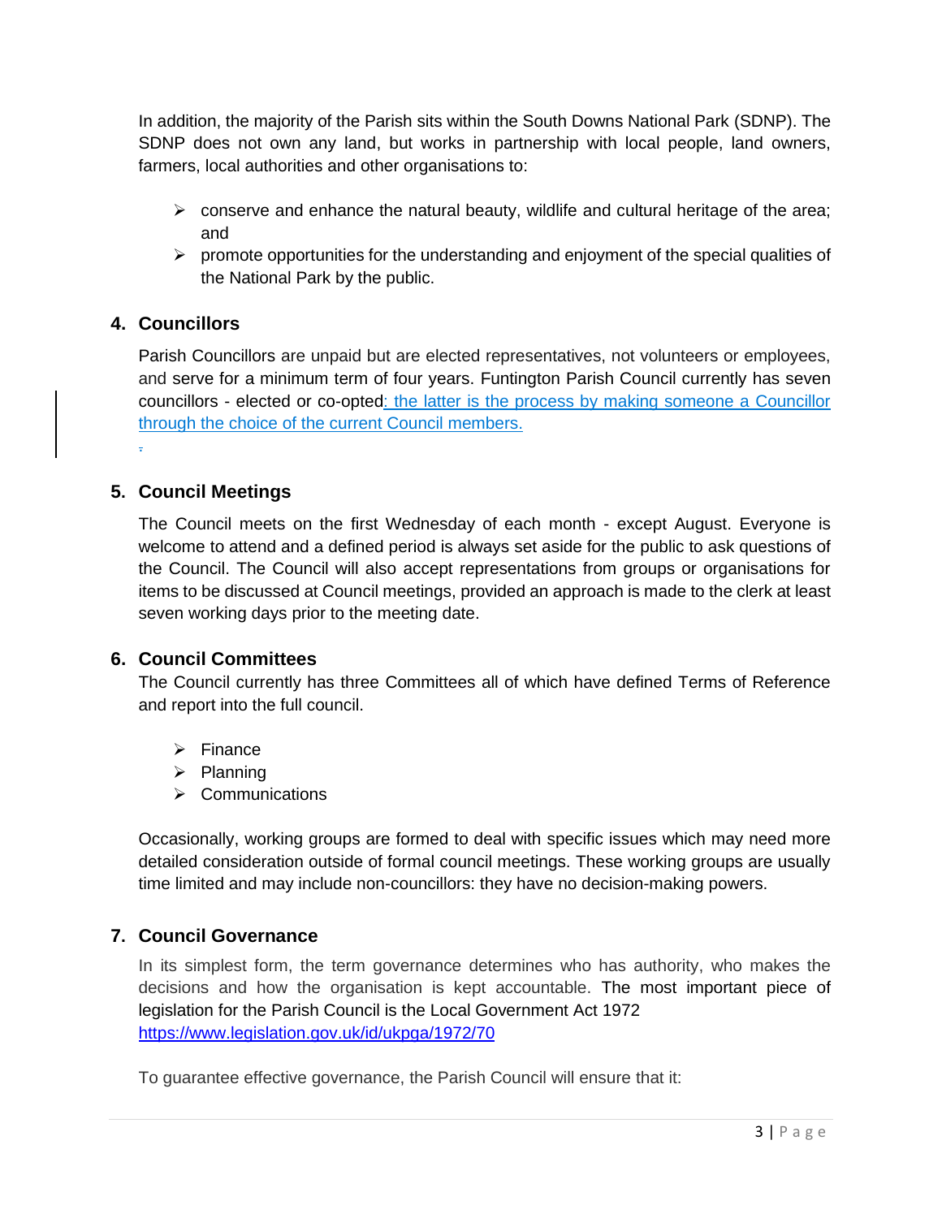In addition, the majority of the Parish sits within the South Downs National Park (SDNP). The SDNP does not own any land, but works in partnership with local people, land owners, farmers, local authorities and other organisations to:

- conserve and enhance the natural beauty, wildlife and cultural heritage of the area; and
- promote opportunities for the understanding and enjoyment of the special qualities of the National Park by the public.

## 4. Councillors

Parish Councillors are unpaid but are elected representatives, not volunteers or employees, and serve for a minimum term of four years. Funtington Parish Council currently has seven councillors - elected or co-opted: the latter is the process by making someone a Councillor through the choice of the current Council members.

## 5. Council Meetings

The Council meets on the first Wednesday of each month - except August. Everyone is welcome to attend and a defined period is always set aside for the public to ask questions of the Council. The Council will also accept representations from groups or organisations for items to be discussed at Council meetings, provided an approach is made to the clerk at least seven working days prior to the meeting date.

## 6. Council Committees

The Council currently has three Committees all of which have defined Terms of Reference and report into the full council.

- Finance
- Planning
- Communications

Occasionally, working groups are formed to deal with specific issues which may need more detailed consideration outside of formal council meetings. These working groups are usually time limited and may include non-councillors: they have no decision-making powers.

## 7. Council Governance

In its simplest form, the term governance determines who has authority, who makes the decisions and how the organisation is kept accountable. The most important piece of legislation for the Parish Council is the Local Government Act 1972 https://www.legislation.gov.uk/id/ukpga/1972/70

To guarantee effective governance, the Parish Council will ensure that it: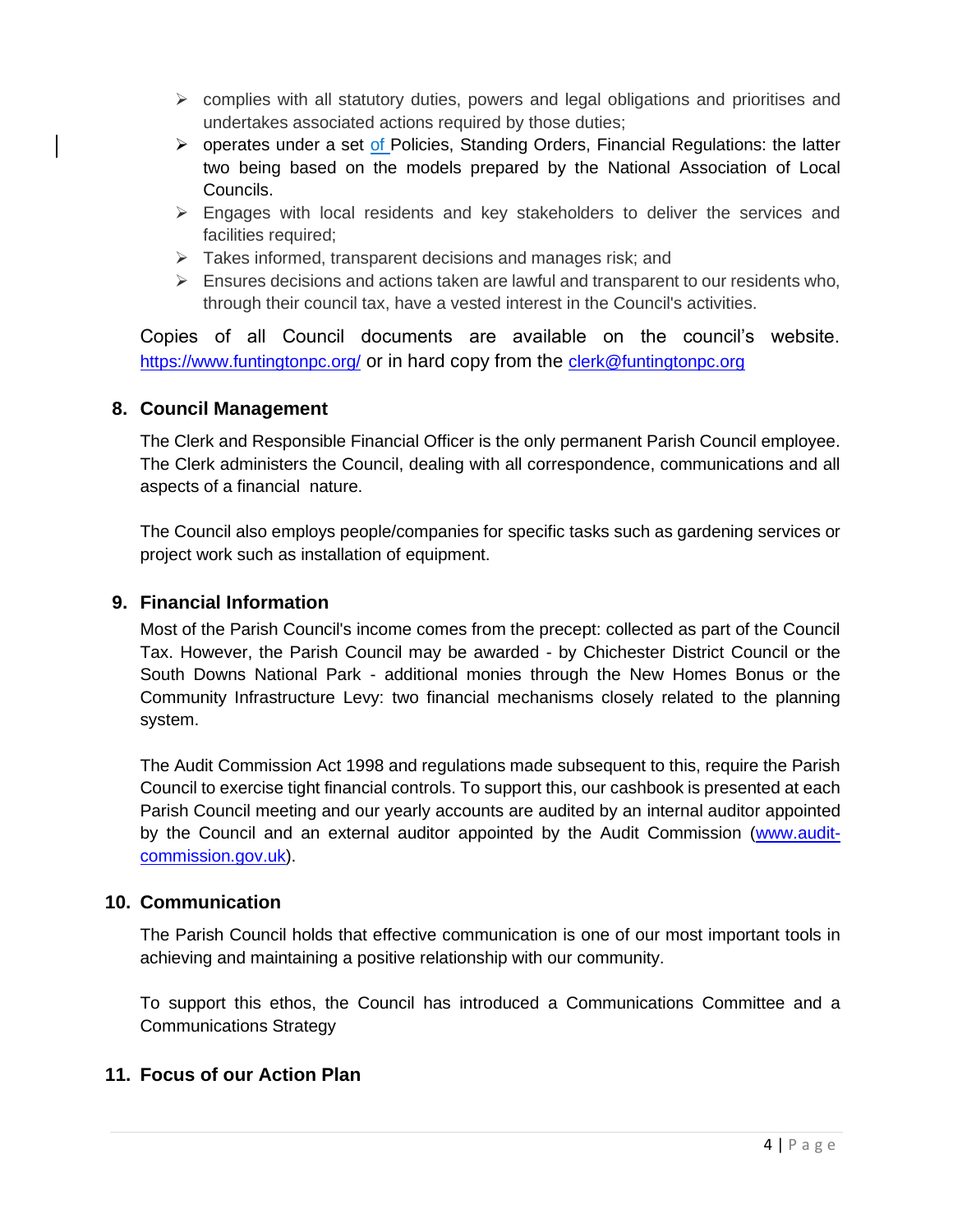- complies with all statutory duties, powers and legal obligations and prioritises and undertakes associated actions required by those duties;
- operates under a set of Policies, Standing Orders, Financial Regulations: the latter two being based on the models prepared by the National Association of Local Councils.
- Engages with local residents and key stakeholders to deliver the services and facilities required;
- Takes informed, transparent decisions and manages risk; and
- Ensures decisions and actions taken are lawful and transparent to our residents who, through their council tax, have a vested interest in the Council's activities.

Copies of all Council documents are available on the council's website. https://www.funtingtonpc.org/ or in hard copy from the clerk@funtingtonpc.org

## 8. Council Management

The Clerk and Responsible Financial Officer is the only permanent Parish Council employee. The Clerk administers the Council, dealing with all correspondence, communications and all aspects of a financial nature.

The Council also employs people/companies for specific tasks such as gardening services or project work such as installation of equipment.

## 9. Financial Information

Most of the Parish Council's income comes from the precept: collected as part of the Council Tax. However, the Parish Council may be awarded - by Chichester District Council or the South Downs National Park - additional monies through the New Homes Bonus or the Community Infrastructure Levy: two financial mechanisms closely related to the planning system.

The Audit Commission Act 1998 and regulations made subsequent to this, require the Parish Council to exercise tight financial controls. To support this, our cashbook is presented at each Parish Council meeting and our yearly accounts are audited by an internal auditor appointed by the Council and an external auditor appointed by the Audit Commission (www.audit-commission.gov.uk).

## 10. Communication

The Parish Council holds that effective communication is one of our most important tools in achieving and maintaining a positive relationship with our community.

To support this ethos, the Council has introduced a Communications Committee and a Communications Strategy

## 11. Focus of our Action Plan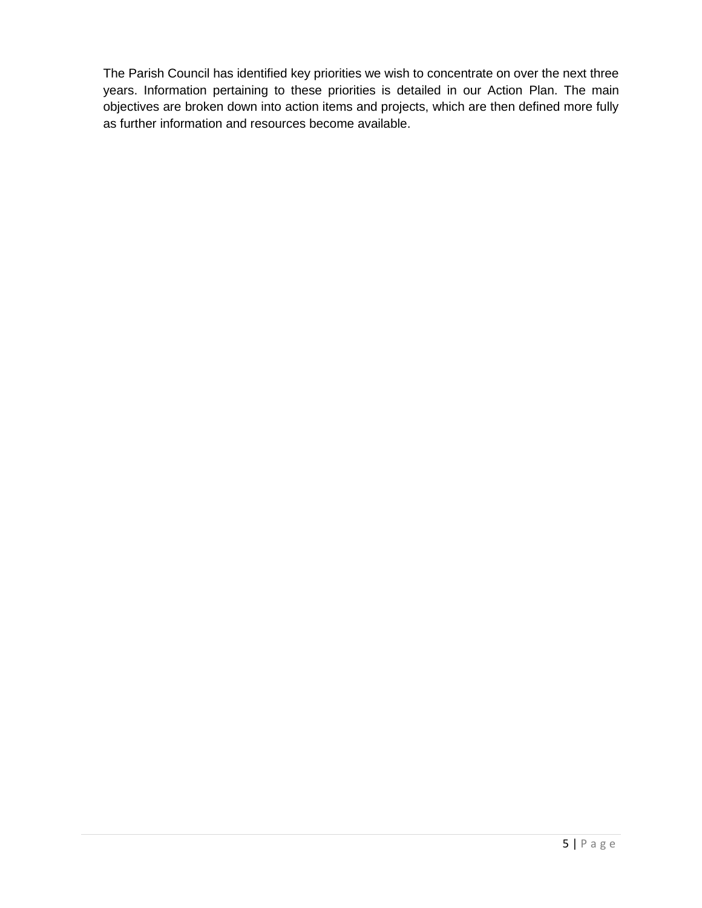The Parish Council has identified key priorities we wish to concentrate on over the next three years. Information pertaining to these priorities is detailed in our Action Plan. The main objectives are broken down into action items and projects, which are then defined more fully as further information and resources become available.